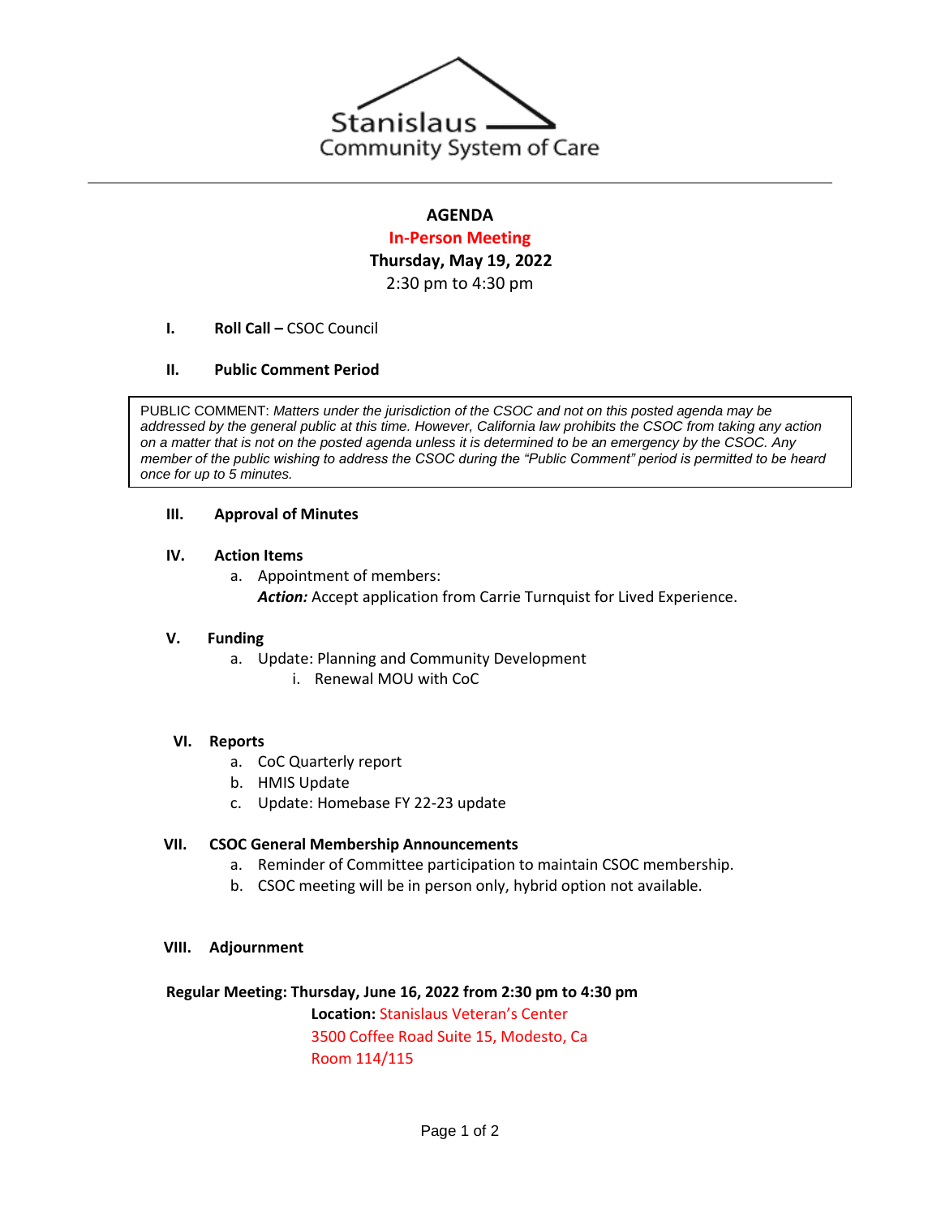Stanislaus
Community System of Care

# AGENDA

**In-Person Meeting**

**Thursday, May 19, 2022**

2:30 pm to 4:30 pm

**I. Roll Call –** CSOC Council

**II. Public Comment Period**

> PUBLIC COMMENT: *Matters under the jurisdiction of the CSOC and not on this posted agenda may be addressed by the general public at this time. However, California law prohibits the CSOC from taking any action on a matter that is not on the posted agenda unless it is determined to be an emergency by the CSOC. Any member of the public wishing to address the CSOC during the "Public Comment" period is permitted to be heard once for up to 5 minutes.*

**III. Approval of Minutes**

**IV. Action Items**

a. Appointment of members:
   ***Action:*** Accept application from Carrie Turnquist for Lived Experience.

**V. Funding**

a. Update: Planning and Community Development
   i. Renewal MOU with CoC

**VI. Reports**

a. CoC Quarterly report
b. HMIS Update
c. Update: Homebase FY 22-23 update

**VII. CSOC General Membership Announcements**

a. Reminder of Committee participation to maintain CSOC membership.
b. CSOC meeting will be in person only, hybrid option not available.

**VIII. Adjournment**

**Regular Meeting: Thursday, June 16, 2022 from 2:30 pm to 4:30 pm**

**Location:** Stanislaus Veteran's Center
3500 Coffee Road Suite 15, Modesto, Ca
Room 114/115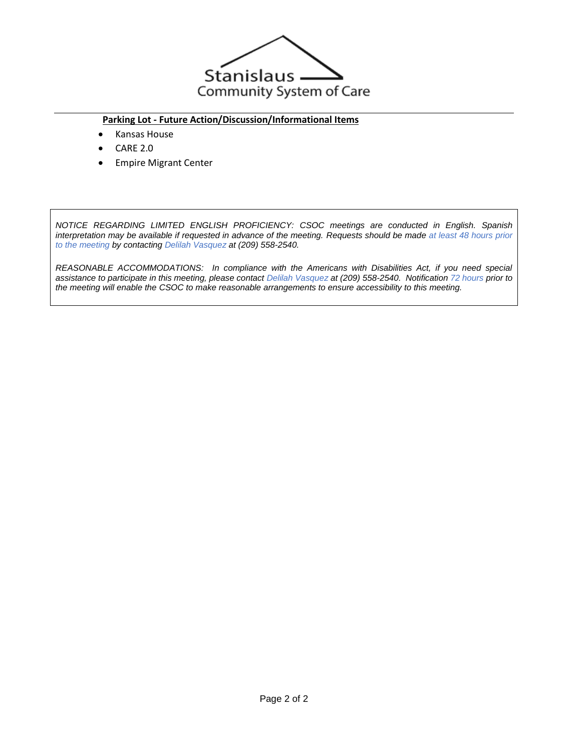Stanislaus
Community System of Care

**Parking Lot - Future Action/Discussion/Informational Items**

- Kansas House
- CARE 2.0
- Empire Migrant Center

*NOTICE REGARDING LIMITED ENGLISH PROFICIENCY: CSOC meetings are conducted in English. Spanish interpretation may be available if requested in advance of the meeting. Requests should be made at least 48 hours prior to the meeting by contacting Delilah Vasquez at (209) 558-2540.*

*REASONABLE ACCOMMODATIONS: In compliance with the Americans with Disabilities Act, if you need special assistance to participate in this meeting, please contact Delilah Vasquez at (209) 558-2540. Notification 72 hours prior to the meeting will enable the CSOC to make reasonable arrangements to ensure accessibility to this meeting.*